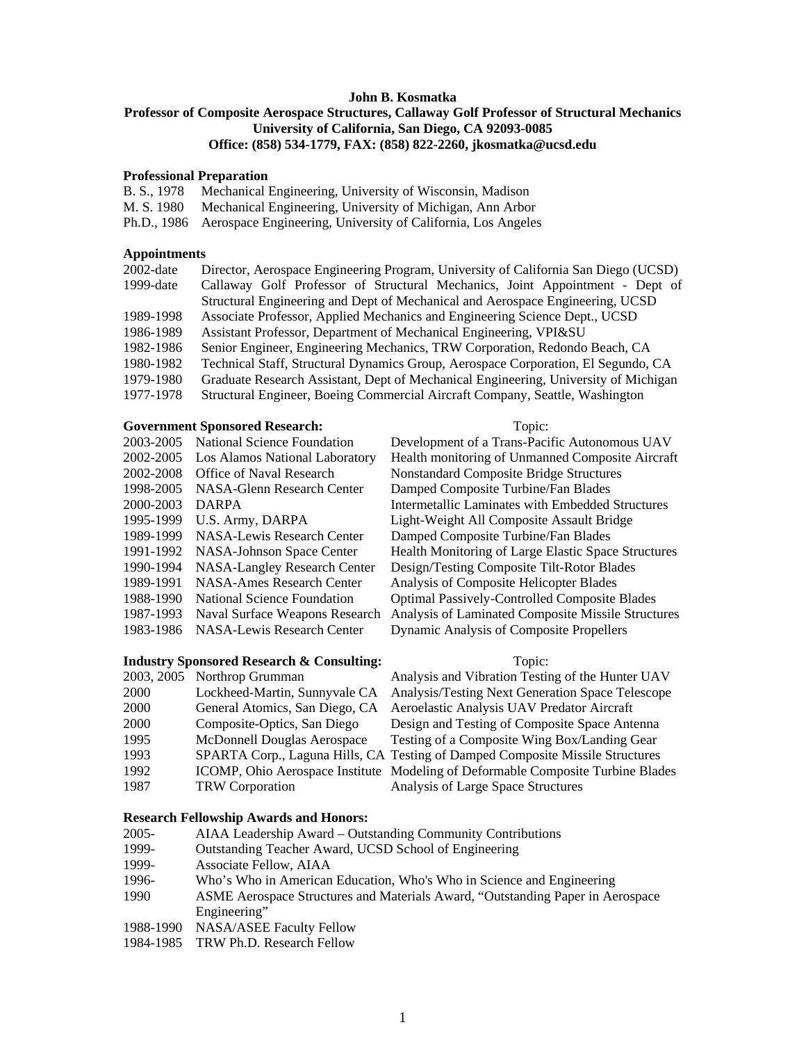**John B. Kosmatka**

**Professor of Composite Aerospace Structures, Callaway Golf Professor of Structural Mechanics**

**University of California, San Diego, CA 92093-0085**

**Office: (858) 534-1779, FAX: (858) 822-2260, jkosmatka@ucsd.edu**

## Professional Preparation

| | |
|---|---|
| B. S., 1978 | Mechanical Engineering, University of Wisconsin, Madison |
| M. S. 1980 | Mechanical Engineering, University of Michigan, Ann Arbor |
| Ph.D., 1986 | Aerospace Engineering, University of California, Los Angeles |

## Appointments

| | |
|---|---|
| 2002-date | Director, Aerospace Engineering Program, University of California San Diego (UCSD) |
| 1999-date | Callaway Golf Professor of Structural Mechanics, Joint Appointment - Dept of Structural Engineering and Dept of Mechanical and Aerospace Engineering, UCSD |
| 1989-1998 | Associate Professor, Applied Mechanics and Engineering Science Dept., UCSD |
| 1986-1989 | Assistant Professor, Department of Mechanical Engineering, VPI&SU |
| 1982-1986 | Senior Engineer, Engineering Mechanics, TRW Corporation, Redondo Beach, CA |
| 1980-1982 | Technical Staff, Structural Dynamics Group, Aerospace Corporation, El Segundo, CA |
| 1979-1980 | Graduate Research Assistant, Dept of Mechanical Engineering, University of Michigan |
| 1977-1978 | Structural Engineer, Boeing Commercial Aircraft Company, Seattle, Washington |

## Government Sponsored Research:

| | | Topic: |
|---|---|---|
| 2003-2005 | National Science Foundation | Development of a Trans-Pacific Autonomous UAV |
| 2002-2005 | Los Alamos National Laboratory | Health monitoring of Unmanned Composite Aircraft |
| 2002-2008 | Office of Naval Research | Nonstandard Composite Bridge Structures |
| 1998-2005 | NASA-Glenn Research Center | Damped Composite Turbine/Fan Blades |
| 2000-2003 | DARPA | Intermetallic Laminates with Embedded Structures |
| 1995-1999 | U.S. Army, DARPA | Light-Weight All Composite Assault Bridge |
| 1989-1999 | NASA-Lewis Research Center | Damped Composite Turbine/Fan Blades |
| 1991-1992 | NASA-Johnson Space Center | Health Monitoring of Large Elastic Space Structures |
| 1990-1994 | NASA-Langley Research Center | Design/Testing Composite Tilt-Rotor Blades |
| 1989-1991 | NASA-Ames Research Center | Analysis of Composite Helicopter Blades |
| 1988-1990 | National Science Foundation | Optimal Passively-Controlled Composite Blades |
| 1987-1993 | Naval Surface Weapons Research | Analysis of Laminated Composite Missile Structures |
| 1983-1986 | NASA-Lewis Research Center | Dynamic Analysis of Composite Propellers |

## Industry Sponsored Research & Consulting:

| | | Topic: |
|---|---|---|
| 2003, 2005 | Northrop Grumman | Analysis and Vibration Testing of the Hunter UAV |
| 2000 | Lockheed-Martin, Sunnyvale CA | Analysis/Testing Next Generation Space Telescope |
| 2000 | General Atomics, San Diego, CA | Aeroelastic Analysis UAV Predator Aircraft |
| 2000 | Composite-Optics, San Diego | Design and Testing of Composite Space Antenna |
| 1995 | McDonnell Douglas Aerospace | Testing of a Composite Wing Box/Landing Gear |
| 1993 | SPARTA Corp., Laguna Hills, CA | Testing of Damped Composite Missile Structures |
| 1992 | ICOMP, Ohio Aerospace Institute | Modeling of Deformable Composite Turbine Blades |
| 1987 | TRW Corporation | Analysis of Large Space Structures |

## Research Fellowship Awards and Honors:

| | |
|---|---|
| 2005- | AIAA Leadership Award – Outstanding Community Contributions |
| 1999- | Outstanding Teacher Award, UCSD School of Engineering |
| 1999- | Associate Fellow, AIAA |
| 1996- | Who's Who in American Education, Who's Who in Science and Engineering |
| 1990 | ASME Aerospace Structures and Materials Award, "Outstanding Paper in Aerospace Engineering" |
| 1988-1990 | NASA/ASEE Faculty Fellow |
| 1984-1985 | TRW Ph.D. Research Fellow |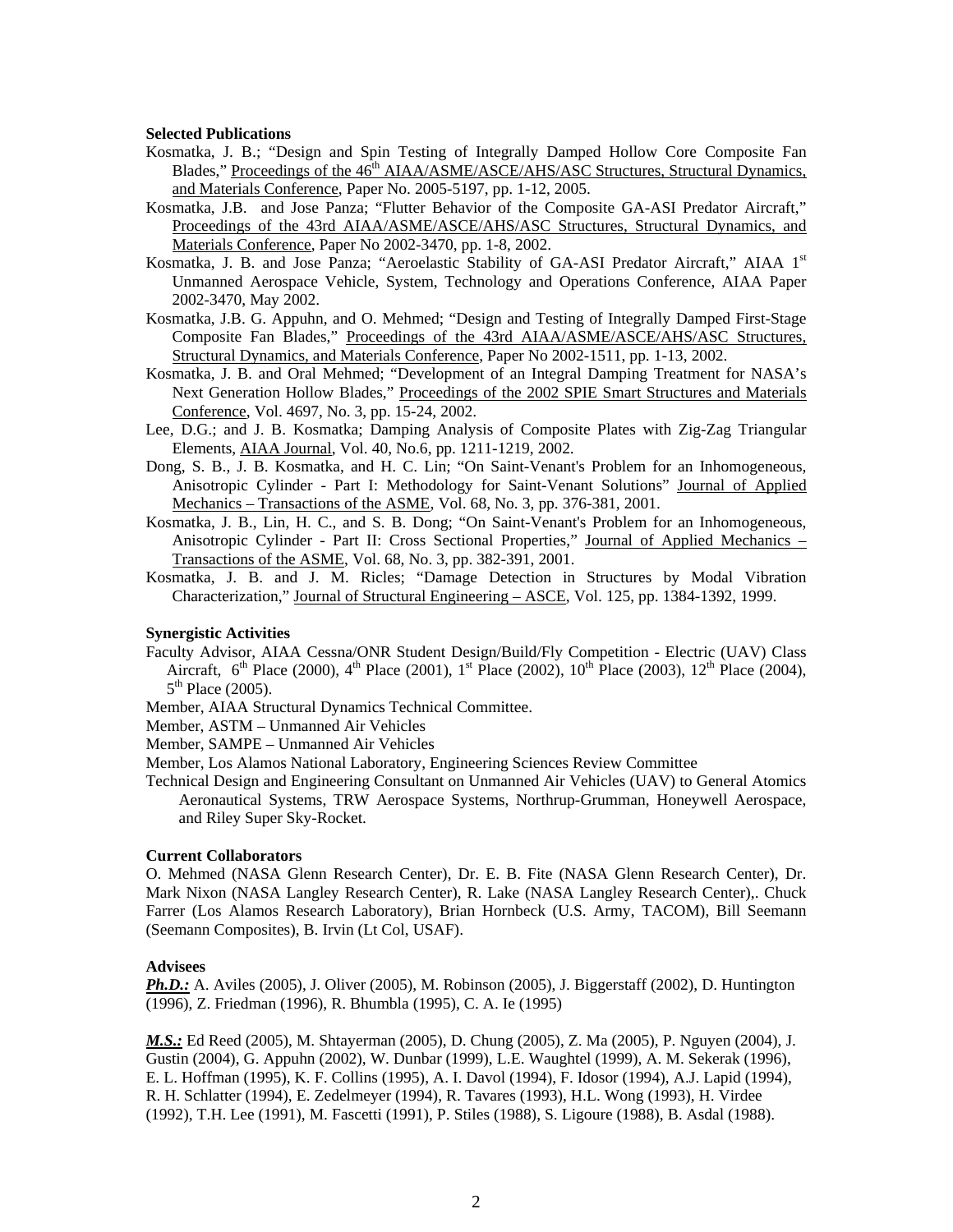**Selected Publications**

Kosmatka, J. B.; "Design and Spin Testing of Integrally Damped Hollow Core Composite Fan Blades," Proceedings of the 46th AIAA/ASME/ASCE/AHS/ASC Structures, Structural Dynamics, and Materials Conference, Paper No. 2005-5197, pp. 1-12, 2005.

Kosmatka, J.B. and Jose Panza; "Flutter Behavior of the Composite GA-ASI Predator Aircraft," Proceedings of the 43rd AIAA/ASME/ASCE/AHS/ASC Structures, Structural Dynamics, and Materials Conference, Paper No 2002-3470, pp. 1-8, 2002.

Kosmatka, J. B. and Jose Panza; "Aeroelastic Stability of GA-ASI Predator Aircraft," AIAA 1st Unmanned Aerospace Vehicle, System, Technology and Operations Conference, AIAA Paper 2002-3470, May 2002.

Kosmatka, J.B. G. Appuhn, and O. Mehmed; "Design and Testing of Integrally Damped First-Stage Composite Fan Blades," Proceedings of the 43rd AIAA/ASME/ASCE/AHS/ASC Structures, Structural Dynamics, and Materials Conference, Paper No 2002-1511, pp. 1-13, 2002.

Kosmatka, J. B. and Oral Mehmed; "Development of an Integral Damping Treatment for NASA's Next Generation Hollow Blades," Proceedings of the 2002 SPIE Smart Structures and Materials Conference, Vol. 4697, No. 3, pp. 15-24, 2002.

Lee, D.G.; and J. B. Kosmatka; Damping Analysis of Composite Plates with Zig-Zag Triangular Elements, AIAA Journal, Vol. 40, No.6, pp. 1211-1219, 2002.

Dong, S. B., J. B. Kosmatka, and H. C. Lin; "On Saint-Venant's Problem for an Inhomogeneous, Anisotropic Cylinder - Part I: Methodology for Saint-Venant Solutions" Journal of Applied Mechanics – Transactions of the ASME, Vol. 68, No. 3, pp. 376-381, 2001.

Kosmatka, J. B., Lin, H. C., and S. B. Dong; "On Saint-Venant's Problem for an Inhomogeneous, Anisotropic Cylinder - Part II: Cross Sectional Properties," Journal of Applied Mechanics – Transactions of the ASME, Vol. 68, No. 3, pp. 382-391, 2001.

Kosmatka, J. B. and J. M. Ricles; "Damage Detection in Structures by Modal Vibration Characterization," Journal of Structural Engineering – ASCE, Vol. 125, pp. 1384-1392, 1999.

**Synergistic Activities**

Faculty Advisor, AIAA Cessna/ONR Student Design/Build/Fly Competition - Electric (UAV) Class Aircraft, 6th Place (2000), 4th Place (2001), 1st Place (2002), 10th Place (2003), 12th Place (2004), 5th Place (2005).

Member, AIAA Structural Dynamics Technical Committee.

Member, ASTM – Unmanned Air Vehicles

Member, SAMPE – Unmanned Air Vehicles

Member, Los Alamos National Laboratory, Engineering Sciences Review Committee

Technical Design and Engineering Consultant on Unmanned Air Vehicles (UAV) to General Atomics Aeronautical Systems, TRW Aerospace Systems, Northrup-Grumman, Honeywell Aerospace, and Riley Super Sky-Rocket.

**Current Collaborators**

O. Mehmed (NASA Glenn Research Center), Dr. E. B. Fite (NASA Glenn Research Center), Dr. Mark Nixon (NASA Langley Research Center), R. Lake (NASA Langley Research Center),. Chuck Farrer (Los Alamos Research Laboratory), Brian Hornbeck (U.S. Army, TACOM), Bill Seemann (Seemann Composites), B. Irvin (Lt Col, USAF).

**Advisees**

***Ph.D.:*** A. Aviles (2005), J. Oliver (2005), M. Robinson (2005), J. Biggerstaff (2002), D. Huntington (1996), Z. Friedman (1996), R. Bhumbla (1995), C. A. Ie (1995)

***M.S.:*** Ed Reed (2005), M. Shtayerman (2005), D. Chung (2005), Z. Ma (2005), P. Nguyen (2004), J. Gustin (2004), G. Appuhn (2002), W. Dunbar (1999), L.E. Waughtel (1999), A. M. Sekerak (1996), E. L. Hoffman (1995), K. F. Collins (1995), A. I. Davol (1994), F. Idosor (1994), A.J. Lapid (1994), R. H. Schlatter (1994), E. Zedelmeyer (1994), R. Tavares (1993), H.L. Wong (1993), H. Virdee (1992), T.H. Lee (1991), M. Fascetti (1991), P. Stiles (1988), S. Ligoure (1988), B. Asdal (1988).